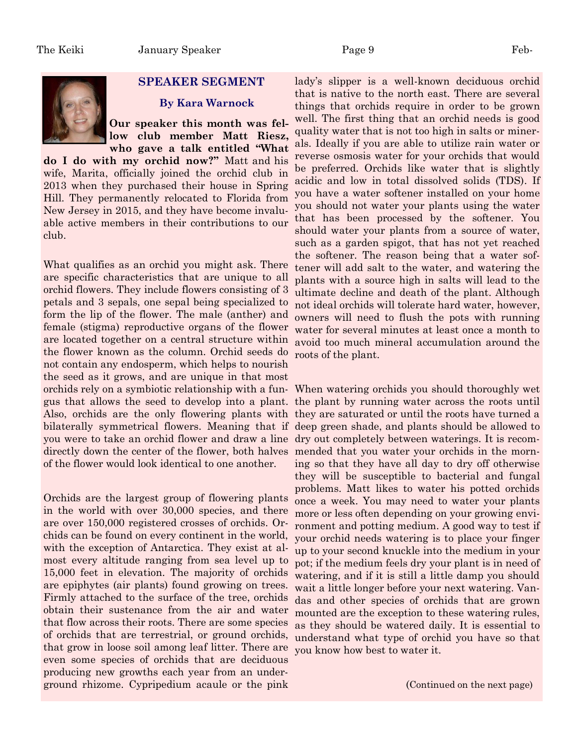## SPEAKER SEGMENT

### By Kara Warnock

**Our speaker this month was fellow club member Matt Riesz, who gave a talk entitled "What do I do with my orchid now?"** Matt and his wife, Marita, officially joined the orchid club in 2013 when they purchased their house in Spring Hill. They permanently relocated to Florida from New Jersey in 2015, and they have become invaluable active members in their contributions to our club.

What qualifies as an orchid you might ask. There are specific characteristics that are unique to all orchid flowers. They include flowers consisting of 3 petals and 3 sepals, one sepal being specialized to form the lip of the flower. The male (anther) and female (stigma) reproductive organs of the flower are located together on a central structure within the flower known as the column. Orchid seeds do not contain any endosperm, which helps to nourish the seed as it grows, and are unique in that most orchids rely on a symbiotic relationship with a fungus that allows the seed to develop into a plant. Also, orchids are the only flowering plants with bilaterally symmetrical flowers. Meaning that if you were to take an orchid flower and draw a line directly down the center of the flower, both halves of the flower would look identical to one another.

Orchids are the largest group of flowering plants in the world with over 30,000 species, and there are over 150,000 registered crosses of orchids. Orchids can be found on every continent in the world, with the exception of Antarctica. They exist at almost every altitude ranging from sea level up to 15,000 feet in elevation. The majority of orchids are epiphytes (air plants) found growing on trees. Firmly attached to the surface of the tree, orchids obtain their sustenance from the air and water that flow across their roots. There are some species of orchids that are terrestrial, or ground orchids, that grow in loose soil among leaf litter. There are even some species of orchids that are deciduous producing new growths each year from an underground rhizome. Cypripedium acaule or the pink lady's slipper is a well-known deciduous orchid that is native to the north east. There are several things that orchids require in order to be grown well. The first thing that an orchid needs is good quality water that is not too high in salts or minerals. Ideally if you are able to utilize rain water or reverse osmosis water for your orchids that would be preferred. Orchids like water that is slightly acidic and low in total dissolved solids (TDS). If you have a water softener installed on your home you should not water your plants using the water that has been processed by the softener. You should water your plants from a source of water, such as a garden spigot, that has not yet reached the softener. The reason being that a water softener will add salt to the water, and watering the plants with a source high in salts will lead to the ultimate decline and death of the plant. Although not ideal orchids will tolerate hard water, however, owners will need to flush the pots with running water for several minutes at least once a month to avoid too much mineral accumulation around the roots of the plant.

When watering orchids you should thoroughly wet the plant by running water across the roots until they are saturated or until the roots have turned a deep green shade, and plants should be allowed to dry out completely between waterings. It is recommended that you water your orchids in the morning so that they have all day to dry off otherwise they will be susceptible to bacterial and fungal problems. Matt likes to water his potted orchids once a week. You may need to water your plants more or less often depending on your growing environment and potting medium. A good way to test if your orchid needs watering is to place your finger up to your second knuckle into the medium in your pot; if the medium feels dry your plant is in need of watering, and if it is still a little damp you should wait a little longer before your next watering. Vandas and other species of orchids that are grown mounted are the exception to these watering rules, as they should be watered daily. It is essential to understand what type of orchid you have so that you know how best to water it.

(Continued on the next page)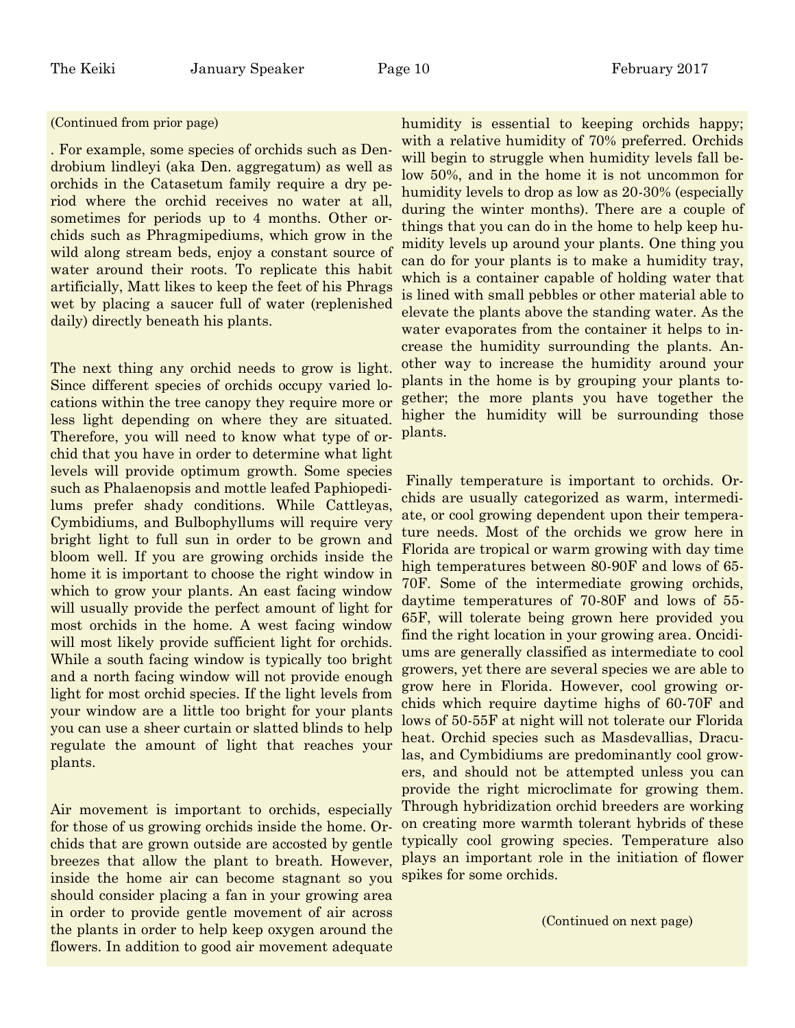(Continued from prior page)

. For example, some species of orchids such as Dendrobium lindleyi (aka Den. aggregatum) as well as orchids in the Catasetum family require a dry period where the orchid receives no water at all, sometimes for periods up to 4 months. Other orchids such as Phragmipediums, which grow in the wild along stream beds, enjoy a constant source of water around their roots. To replicate this habit artificially, Matt likes to keep the feet of his Phrags wet by placing a saucer full of water (replenished daily) directly beneath his plants.

The next thing any orchid needs to grow is light. Since different species of orchids occupy varied locations within the tree canopy they require more or less light depending on where they are situated. Therefore, you will need to know what type of orchid that you have in order to determine what light levels will provide optimum growth. Some species such as Phalaenopsis and mottle leafed Paphiopedilums prefer shady conditions. While Cattleyas, Cymbidiums, and Bulbophyllums will require very bright light to full sun in order to be grown and bloom well. If you are growing orchids inside the home it is important to choose the right window in which to grow your plants. An east facing window will usually provide the perfect amount of light for most orchids in the home. A west facing window will most likely provide sufficient light for orchids. While a south facing window is typically too bright and a north facing window will not provide enough light for most orchid species. If the light levels from your window are a little too bright for your plants you can use a sheer curtain or slatted blinds to help regulate the amount of light that reaches your plants.

Air movement is important to orchids, especially for those of us growing orchids inside the home. Orchids that are grown outside are accosted by gentle breezes that allow the plant to breath. However, inside the home air can become stagnant so you should consider placing a fan in your growing area in order to provide gentle movement of air across the plants in order to help keep oxygen around the flowers. In addition to good air movement adequate humidity is essential to keeping orchids happy; with a relative humidity of 70% preferred. Orchids will begin to struggle when humidity levels fall below 50%, and in the home it is not uncommon for humidity levels to drop as low as 20-30% (especially during the winter months). There are a couple of things that you can do in the home to help keep humidity levels up around your plants. One thing you can do for your plants is to make a humidity tray, which is a container capable of holding water that is lined with small pebbles or other material able to elevate the plants above the standing water. As the water evaporates from the container it helps to increase the humidity surrounding the plants. Another way to increase the humidity around your plants in the home is by grouping your plants together; the more plants you have together the higher the humidity will be surrounding those plants.

Finally temperature is important to orchids. Orchids are usually categorized as warm, intermediate, or cool growing dependent upon their temperature needs. Most of the orchids we grow here in Florida are tropical or warm growing with day time high temperatures between 80-90F and lows of 65-70F. Some of the intermediate growing orchids, daytime temperatures of 70-80F and lows of 55-65F, will tolerate being grown here provided you find the right location in your growing area. Oncidiums are generally classified as intermediate to cool growers, yet there are several species we are able to grow here in Florida. However, cool growing orchids which require daytime highs of 60-70F and lows of 50-55F at night will not tolerate our Florida heat. Orchid species such as Masdevallias, Draculas, and Cymbidiums are predominantly cool growers, and should not be attempted unless you can provide the right microclimate for growing them. Through hybridization orchid breeders are working on creating more warmth tolerant hybrids of these typically cool growing species. Temperature also plays an important role in the initiation of flower spikes for some orchids.

(Continued on next page)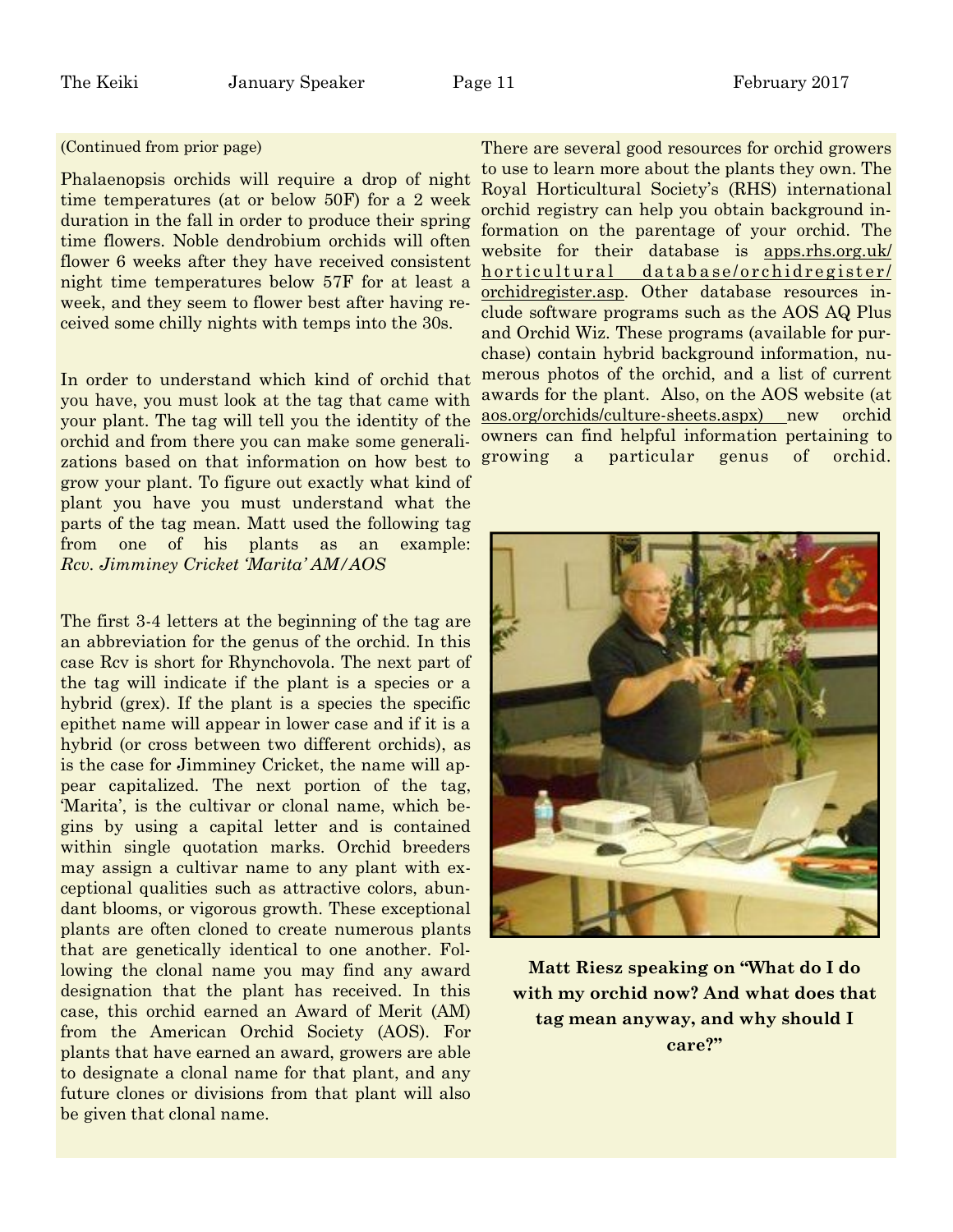(Continued from prior page)

Phalaenopsis orchids will require a drop of night time temperatures (at or below 50F) for a 2 week duration in the fall in order to produce their spring time flowers. Noble dendrobium orchids will often flower 6 weeks after they have received consistent night time temperatures below 57F for at least a week, and they seem to flower best after having received some chilly nights with temps into the 30s.

In order to understand which kind of orchid that you have, you must look at the tag that came with your plant. The tag will tell you the identity of the orchid and from there you can make some generalizations based on that information on how best to grow your plant. To figure out exactly what kind of plant you have you must understand what the parts of the tag mean. Matt used the following tag from one of his plants as an example: *Rcv. Jimminey Cricket 'Marita' AM/AOS*

The first 3-4 letters at the beginning of the tag are an abbreviation for the genus of the orchid. In this case Rcv is short for Rhynchovola. The next part of the tag will indicate if the plant is a species or a hybrid (grex). If the plant is a species the specific epithet name will appear in lower case and if it is a hybrid (or cross between two different orchids), as is the case for Jimminey Cricket, the name will appear capitalized. The next portion of the tag, 'Marita', is the cultivar or clonal name, which begins by using a capital letter and is contained within single quotation marks. Orchid breeders may assign a cultivar name to any plant with exceptional qualities such as attractive colors, abundant blooms, or vigorous growth. These exceptional plants are often cloned to create numerous plants that are genetically identical to one another. Following the clonal name you may find any award designation that the plant has received. In this case, this orchid earned an Award of Merit (AM) from the American Orchid Society (AOS). For plants that have earned an award, growers are able to designate a clonal name for that plant, and any future clones or divisions from that plant will also be given that clonal name.

There are several good resources for orchid growers to use to learn more about the plants they own. The Royal Horticultural Society's (RHS) international orchid registry can help you obtain background information on the parentage of your orchid. The website for their database is apps.rhs.org.uk/horticultural database/orchidregister/orchidregister.asp. Other database resources include software programs such as the AOS AQ Plus and Orchid Wiz. These programs (available for purchase) contain hybrid background information, numerous photos of the orchid, and a list of current awards for the plant. Also, on the AOS website (at aos.org/orchids/culture-sheets.aspx) new orchid owners can find helpful information pertaining to growing a particular genus of orchid.

**Matt Riesz speaking on "What do I do with my orchid now? And what does that tag mean anyway, and why should I care?"**